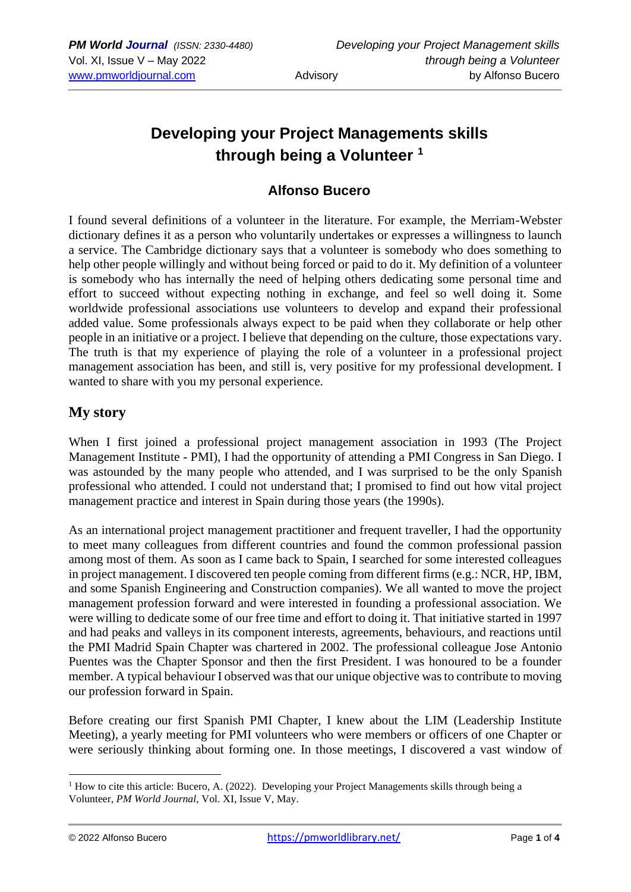# Developing your Project Managements skills through being a Volunteer [1]

### Alfonso Bucero

I found several definitions of a volunteer in the literature. For example, the Merriam-Webster dictionary defines it as a person who voluntarily undertakes or expresses a willingness to launch a service. The Cambridge dictionary says that a volunteer is somebody who does something to help other people willingly and without being forced or paid to do it. My definition of a volunteer is somebody who has internally the need of helping others dedicating some personal time and effort to succeed without expecting nothing in exchange, and feel so well doing it. Some worldwide professional associations use volunteers to develop and expand their professional added value. Some professionals always expect to be paid when they collaborate or help other people in an initiative or a project. I believe that depending on the culture, those expectations vary. The truth is that my experience of playing the role of a volunteer in a professional project management association has been, and still is, very positive for my professional development. I wanted to share with you my personal experience.

## My story

When I first joined a professional project management association in 1993 (The Project Management Institute - PMI), I had the opportunity of attending a PMI Congress in San Diego. I was astounded by the many people who attended, and I was surprised to be the only Spanish professional who attended. I could not understand that; I promised to find out how vital project management practice and interest in Spain during those years (the 1990s).

As an international project management practitioner and frequent traveller, I had the opportunity to meet many colleagues from different countries and found the common professional passion among most of them. As soon as I came back to Spain, I searched for some interested colleagues in project management. I discovered ten people coming from different firms (e.g.: NCR, HP, IBM, and some Spanish Engineering and Construction companies). We all wanted to move the project management profession forward and were interested in founding a professional association. We were willing to dedicate some of our free time and effort to doing it. That initiative started in 1997 and had peaks and valleys in its component interests, agreements, behaviours, and reactions until the PMI Madrid Spain Chapter was chartered in 2002. The professional colleague Jose Antonio Puentes was the Chapter Sponsor and then the first President. I was honoured to be a founder member. A typical behaviour I observed was that our unique objective was to contribute to moving our profession forward in Spain.

Before creating our first Spanish PMI Chapter, I knew about the LIM (Leadership Institute Meeting), a yearly meeting for PMI volunteers who were members or officers of one Chapter or were seriously thinking about forming one. In those meetings, I discovered a vast window of

---

[1] How to cite this article: Bucero, A. (2022). Developing your Project Managements skills through being a Volunteer, *PM World Journal*, Vol. XI, Issue V, May.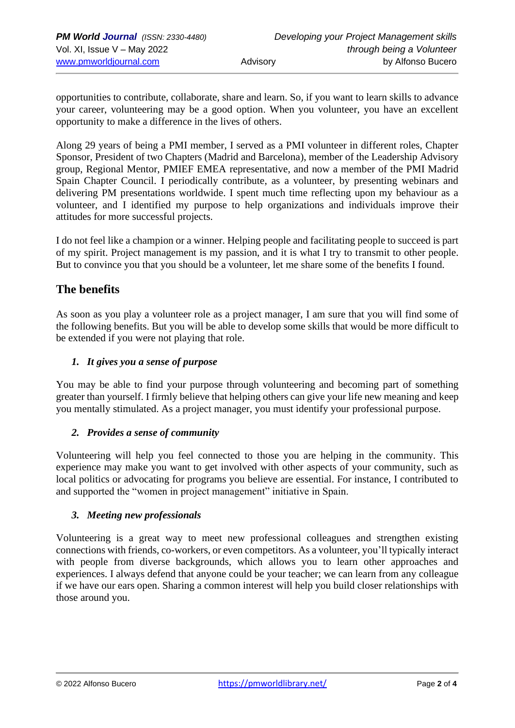opportunities to contribute, collaborate, share and learn. So, if you want to learn skills to advance your career, volunteering may be a good option. When you volunteer, you have an excellent opportunity to make a difference in the lives of others.

Along 29 years of being a PMI member, I served as a PMI volunteer in different roles, Chapter Sponsor, President of two Chapters (Madrid and Barcelona), member of the Leadership Advisory group, Regional Mentor, PMIEF EMEA representative, and now a member of the PMI Madrid Spain Chapter Council. I periodically contribute, as a volunteer, by presenting webinars and delivering PM presentations worldwide. I spent much time reflecting upon my behaviour as a volunteer, and I identified my purpose to help organizations and individuals improve their attitudes for more successful projects.

I do not feel like a champion or a winner. Helping people and facilitating people to succeed is part of my spirit. Project management is my passion, and it is what I try to transmit to other people. But to convince you that you should be a volunteer, let me share some of the benefits I found.

## The benefits

As soon as you play a volunteer role as a project manager, I am sure that you will find some of the following benefits. But you will be able to develop some skills that would be more difficult to be extended if you were not playing that role.

### 1. *It gives you a sense of purpose*

You may be able to find your purpose through volunteering and becoming part of something greater than yourself. I firmly believe that helping others can give your life new meaning and keep you mentally stimulated. As a project manager, you must identify your professional purpose.

### 2. *Provides a sense of community*

Volunteering will help you feel connected to those you are helping in the community. This experience may make you want to get involved with other aspects of your community, such as local politics or advocating for programs you believe are essential. For instance, I contributed to and supported the "women in project management" initiative in Spain.

### 3. *Meeting new professionals*

Volunteering is a great way to meet new professional colleagues and strengthen existing connections with friends, co-workers, or even competitors. As a volunteer, you'll typically interact with people from diverse backgrounds, which allows you to learn other approaches and experiences. I always defend that anyone could be your teacher; we can learn from any colleague if we have our ears open. Sharing a common interest will help you build closer relationships with those around you.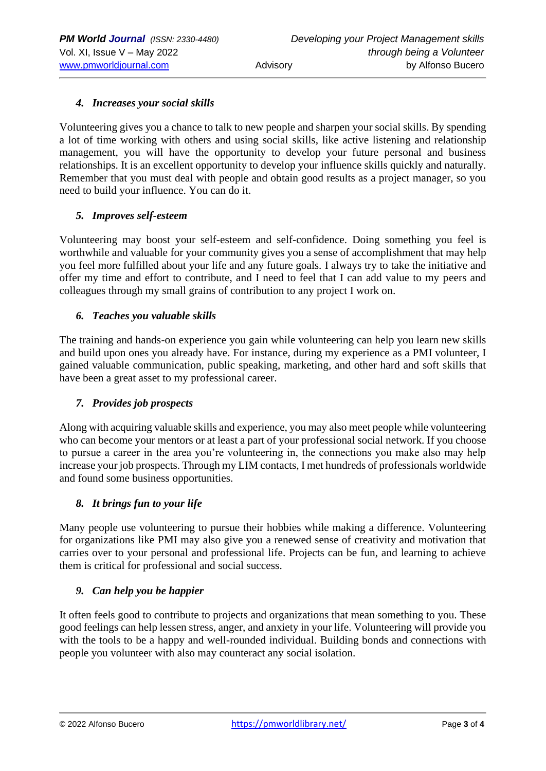### *4. Increases your social skills*

Volunteering gives you a chance to talk to new people and sharpen your social skills. By spending a lot of time working with others and using social skills, like active listening and relationship management, you will have the opportunity to develop your future personal and business relationships. It is an excellent opportunity to develop your influence skills quickly and naturally. Remember that you must deal with people and obtain good results as a project manager, so you need to build your influence. You can do it.

### *5. Improves self-esteem*

Volunteering may boost your self-esteem and self-confidence. Doing something you feel is worthwhile and valuable for your community gives you a sense of accomplishment that may help you feel more fulfilled about your life and any future goals. I always try to take the initiative and offer my time and effort to contribute, and I need to feel that I can add value to my peers and colleagues through my small grains of contribution to any project I work on.

### *6. Teaches you valuable skills*

The training and hands-on experience you gain while volunteering can help you learn new skills and build upon ones you already have. For instance, during my experience as a PMI volunteer, I gained valuable communication, public speaking, marketing, and other hard and soft skills that have been a great asset to my professional career.

### *7. Provides job prospects*

Along with acquiring valuable skills and experience, you may also meet people while volunteering who can become your mentors or at least a part of your professional social network. If you choose to pursue a career in the area you're volunteering in, the connections you make also may help increase your job prospects. Through my LIM contacts, I met hundreds of professionals worldwide and found some business opportunities.

### *8. It brings fun to your life*

Many people use volunteering to pursue their hobbies while making a difference. Volunteering for organizations like PMI may also give you a renewed sense of creativity and motivation that carries over to your personal and professional life. Projects can be fun, and learning to achieve them is critical for professional and social success.

### *9. Can help you be happier*

It often feels good to contribute to projects and organizations that mean something to you. These good feelings can help lessen stress, anger, and anxiety in your life. Volunteering will provide you with the tools to be a happy and well-rounded individual. Building bonds and connections with people you volunteer with also may counteract any social isolation.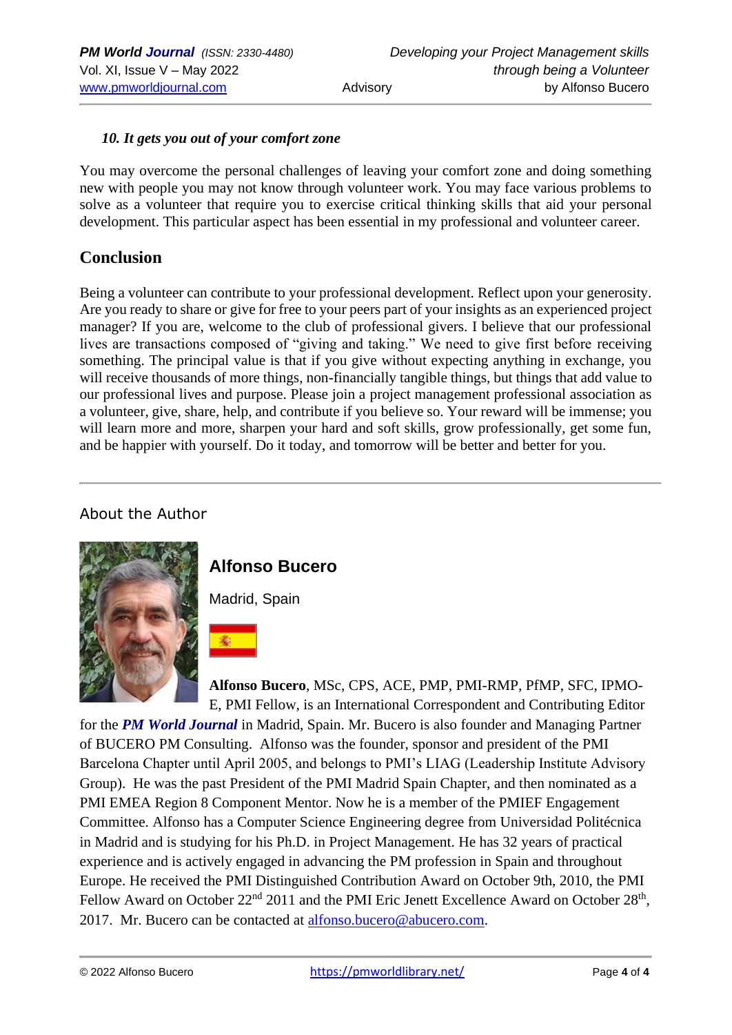*10. It gets you out of your comfort zone*

You may overcome the personal challenges of leaving your comfort zone and doing something new with people you may not know through volunteer work. You may face various problems to solve as a volunteer that require you to exercise critical thinking skills that aid your personal development. This particular aspect has been essential in my professional and volunteer career.

## Conclusion

Being a volunteer can contribute to your professional development. Reflect upon your generosity. Are you ready to share or give for free to your peers part of your insights as an experienced project manager? If you are, welcome to the club of professional givers. I believe that our professional lives are transactions composed of "giving and taking." We need to give first before receiving something. The principal value is that if you give without expecting anything in exchange, you will receive thousands of more things, non-financially tangible things, but things that add value to our professional lives and purpose. Please join a project management professional association as a volunteer, give, share, help, and contribute if you believe so. Your reward will be immense; you will learn more and more, sharpen your hard and soft skills, grow professionally, get some fun, and be happier with yourself. Do it today, and tomorrow will be better and better for you.

---

About the Author

### Alfonso Bucero

Madrid, Spain

**Alfonso Bucero**, MSc, CPS, ACE, PMP, PMI-RMP, PfMP, SFC, IPMO-E, PMI Fellow, is an International Correspondent and Contributing Editor for the ***PM World Journal*** in Madrid, Spain. Mr. Bucero is also founder and Managing Partner of BUCERO PM Consulting. Alfonso was the founder, sponsor and president of the PMI Barcelona Chapter until April 2005, and belongs to PMI's LIAG (Leadership Institute Advisory Group). He was the past President of the PMI Madrid Spain Chapter, and then nominated as a PMI EMEA Region 8 Component Mentor. Now he is a member of the PMIEF Engagement Committee. Alfonso has a Computer Science Engineering degree from Universidad Politécnica in Madrid and is studying for his Ph.D. in Project Management. He has 32 years of practical experience and is actively engaged in advancing the PM profession in Spain and throughout Europe. He received the PMI Distinguished Contribution Award on October 9th, 2010, the PMI Fellow Award on October 22nd 2011 and the PMI Eric Jenett Excellence Award on October 28th, 2017. Mr. Bucero can be contacted at alfonso.bucero@abucero.com.